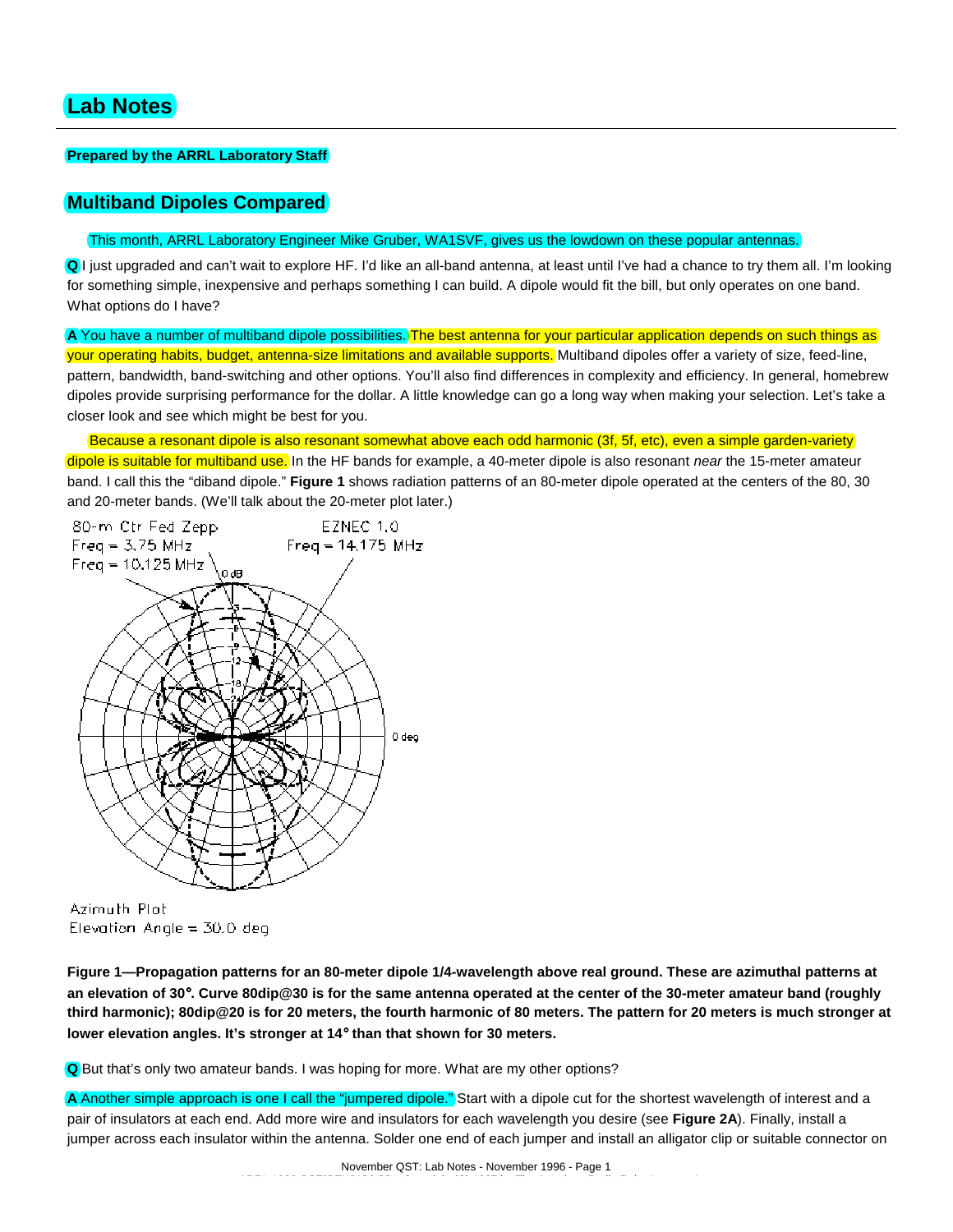# Lab Notes

**Prepared by the ARRL Laboratory Staff**

## Multiband Dipoles Compared

This month, ARRL Laboratory Engineer Mike Gruber, WA1SVF, gives us the lowdown on these popular antennas.

**Q** I just upgraded and can't wait to explore HF. I'd like an all-band antenna, at least until I've had a chance to try them all. I'm looking for something simple, inexpensive and perhaps something I can build. A dipole would fit the bill, but only operates on one band. What options do I have?

**A** You have a number of multiband dipole possibilities. The best antenna for your particular application depends on such things as your operating habits, budget, antenna-size limitations and available supports. Multiband dipoles offer a variety of size, feed-line, pattern, bandwidth, band-switching and other options. You'll also find differences in complexity and efficiency. In general, homebrew dipoles provide surprising performance for the dollar. A little knowledge can go a long way when making your selection. Let's take a closer look and see which might be best for you.

Because a resonant dipole is also resonant somewhat above each odd harmonic (3f, 5f, etc), even a simple garden-variety dipole is suitable for multiband use. In the HF bands for example, a 40-meter dipole is also resonant *near* the 15-meter amateur band. I call this the "diband dipole." **Figure 1** shows radiation patterns of an 80-meter dipole operated at the centers of the 80, 30 and 20-meter bands. (We'll talk about the 20-meter plot later.)

80-m Ctr Fed Zepp
Freq = 3.75 MHz
Freq = 10.125 MHz
EZNEC 1.0
Freq = 14.175 MHz

Azimuth Plot
Elevation Angle = 30.0 deg

**Figure 1—Propagation patterns for an 80-meter dipole 1/4-wavelength above real ground. These are azimuthal patterns at an elevation of 30°. Curve 80dip@30 is for the same antenna operated at the center of the 30-meter amateur band (roughly third harmonic); 80dip@20 is for 20 meters, the fourth harmonic of 80 meters. The pattern for 20 meters is much stronger at lower elevation angles. It's stronger at 14° than that shown for 30 meters.**

**Q** But that's only two amateur bands. I was hoping for more. What are my other options?

**A** Another simple approach is one I call the "jumpered dipole." Start with a dipole cut for the shortest wavelength of interest and a pair of insulators at each end. Add more wire and insulators for each wavelength you desire (see **Figure 2A**). Finally, install a jumper across each insulator within the antenna. Solder one end of each jumper and install an alligator clip or suitable connector on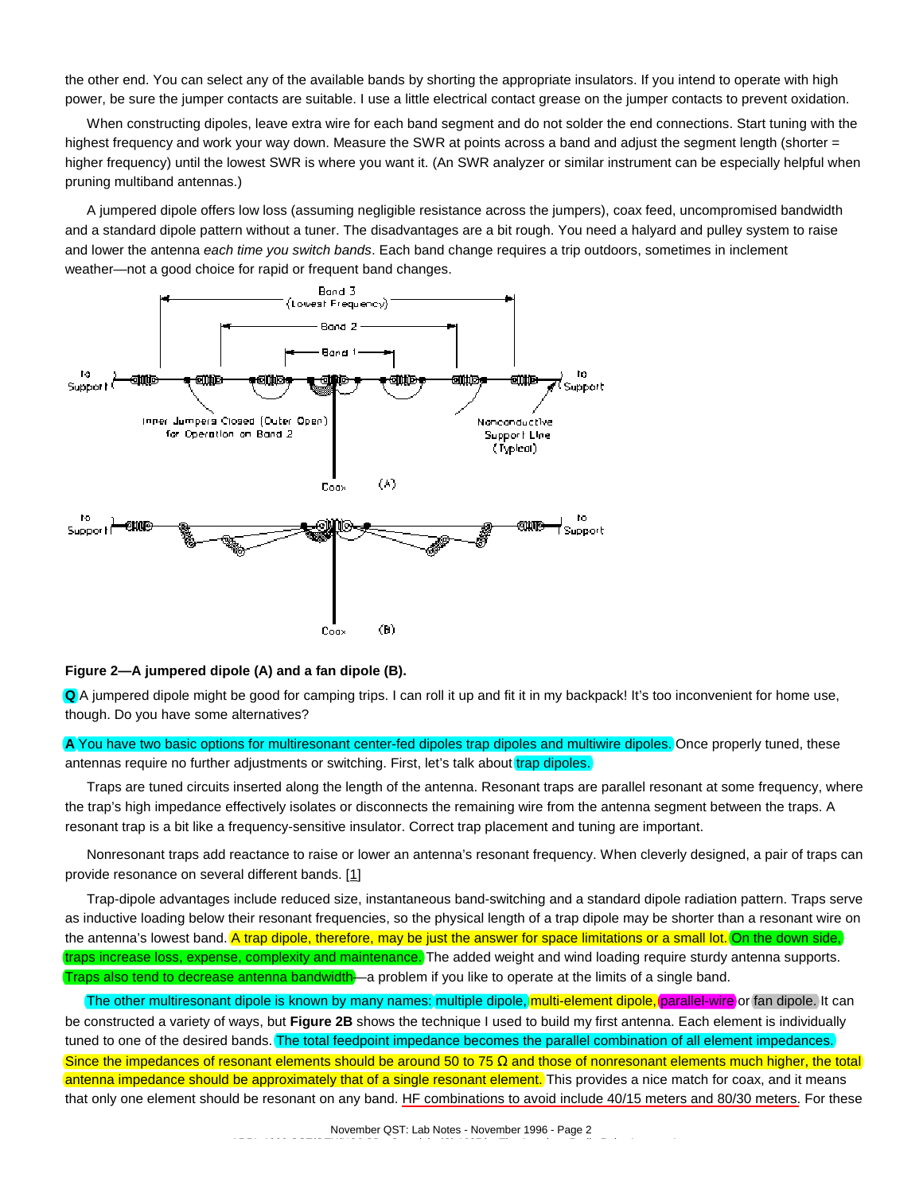the other end. You can select any of the available bands by shorting the appropriate insulators. If you intend to operate with high power, be sure the jumper contacts are suitable. I use a little electrical contact grease on the jumper contacts to prevent oxidation.

When constructing dipoles, leave extra wire for each band segment and do not solder the end connections. Start tuning with the highest frequency and work your way down. Measure the SWR at points across a band and adjust the segment length (shorter = higher frequency) until the lowest SWR is where you want it. (An SWR analyzer or similar instrument can be especially helpful when pruning multiband antennas.)

A jumpered dipole offers low loss (assuming negligible resistance across the jumpers), coax feed, uncompromised bandwidth and a standard dipole pattern without a tuner. The disadvantages are a bit rough. You need a halyard and pulley system to raise and lower the antenna *each time you switch bands*. Each band change requires a trip outdoors, sometimes in inclement weather—not a good choice for rapid or frequent band changes.

**Figure 2—A jumpered dipole (A) and a fan dipole (B).**

**Q** A jumpered dipole might be good for camping trips. I can roll it up and fit it in my backpack! It's too inconvenient for home use, though. Do you have some alternatives?

**A** You have two basic options for multiresonant center-fed dipoles trap dipoles and multiwire dipoles. Once properly tuned, these antennas require no further adjustments or switching. First, let's talk about trap dipoles.

Traps are tuned circuits inserted along the length of the antenna. Resonant traps are parallel resonant at some frequency, where the trap's high impedance effectively isolates or disconnects the remaining wire from the antenna segment between the traps. A resonant trap is a bit like a frequency-sensitive insulator. Correct trap placement and tuning are important.

Nonresonant traps add reactance to raise or lower an antenna's resonant frequency. When cleverly designed, a pair of traps can provide resonance on several different bands. [1]

Trap-dipole advantages include reduced size, instantaneous band-switching and a standard dipole radiation pattern. Traps serve as inductive loading below their resonant frequencies, so the physical length of a trap dipole may be shorter than a resonant wire on the antenna's lowest band. A trap dipole, therefore, may be just the answer for space limitations or a small lot. On the down side, traps increase loss, expense, complexity and maintenance. The added weight and wind loading require sturdy antenna supports. Traps also tend to decrease antenna bandwidth—a problem if you like to operate at the limits of a single band.

The other multiresonant dipole is known by many names: multiple dipole, multi-element dipole, parallel-wire or fan dipole. It can be constructed a variety of ways, but **Figure 2B** shows the technique I used to build my first antenna. Each element is individually tuned to one of the desired bands. The total feedpoint impedance becomes the parallel combination of all element impedances. Since the impedances of resonant elements should be around 50 to 75 Ω and those of nonresonant elements much higher, the total antenna impedance should be approximately that of a single resonant element. This provides a nice match for coax, and it means that only one element should be resonant on any band. HF combinations to avoid include 40/15 meters and 80/30 meters. For these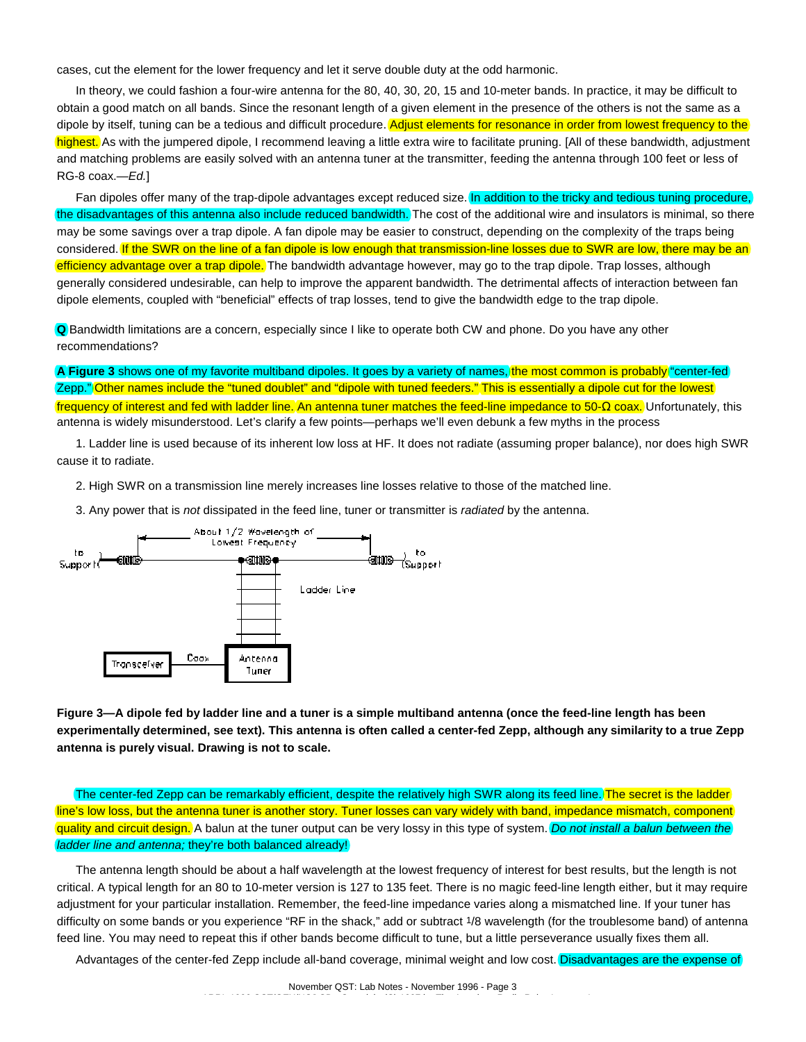cases, cut the element for the lower frequency and let it serve double duty at the odd harmonic.

In theory, we could fashion a four-wire antenna for the 80, 40, 30, 20, 15 and 10-meter bands. In practice, it may be difficult to obtain a good match on all bands. Since the resonant length of a given element in the presence of the others is not the same as a dipole by itself, tuning can be a tedious and difficult procedure. Adjust elements for resonance in order from lowest frequency to the highest. As with the jumpered dipole, I recommend leaving a little extra wire to facilitate pruning. [All of these bandwidth, adjustment and matching problems are easily solved with an antenna tuner at the transmitter, feeding the antenna through 100 feet or less of RG-8 coax.—*Ed.*]

Fan dipoles offer many of the trap-dipole advantages except reduced size. In addition to the tricky and tedious tuning procedure, the disadvantages of this antenna also include reduced bandwidth. The cost of the additional wire and insulators is minimal, so there may be some savings over a trap dipole. A fan dipole may be easier to construct, depending on the complexity of the traps being considered. If the SWR on the line of a fan dipole is low enough that transmission-line losses due to SWR are low, there may be an efficiency advantage over a trap dipole. The bandwidth advantage however, may go to the trap dipole. Trap losses, although generally considered undesirable, can help to improve the apparent bandwidth. The detrimental affects of interaction between fan dipole elements, coupled with "beneficial" effects of trap losses, tend to give the bandwidth edge to the trap dipole.

**Q** Bandwidth limitations are a concern, especially since I like to operate both CW and phone. Do you have any other recommendations?

**A Figure 3** shows one of my favorite multiband dipoles. It goes by a variety of names, the most common is probably "center-fed Zepp." Other names include the "tuned doublet" and "dipole with tuned feeders." This is essentially a dipole cut for the lowest frequency of interest and fed with ladder line. An antenna tuner matches the feed-line impedance to 50-Ω coax. Unfortunately, this antenna is widely misunderstood. Let's clarify a few points—perhaps we'll even debunk a few myths in the process

1. Ladder line is used because of its inherent low loss at HF. It does not radiate (assuming proper balance), nor does high SWR cause it to radiate.

2. High SWR on a transmission line merely increases line losses relative to those of the matched line.

3. Any power that is *not* dissipated in the feed line, tuner or transmitter is *radiated* by the antenna.

**Figure 3—A dipole fed by ladder line and a tuner is a simple multiband antenna (once the feed-line length has been experimentally determined, see text). This antenna is often called a center-fed Zepp, although any similarity to a true Zepp antenna is purely visual. Drawing is not to scale.**

The center-fed Zepp can be remarkably efficient, despite the relatively high SWR along its feed line. The secret is the ladder line's low loss, but the antenna tuner is another story. Tuner losses can vary widely with band, impedance mismatch, component quality and circuit design. A balun at the tuner output can be very lossy in this type of system. *Do not install a balun between the ladder line and antenna;* they're both balanced already!

The antenna length should be about a half wavelength at the lowest frequency of interest for best results, but the length is not critical. A typical length for an 80 to 10-meter version is 127 to 135 feet. There is no magic feed-line length either, but it may require adjustment for your particular installation. Remember, the feed-line impedance varies along a mismatched line. If your tuner has difficulty on some bands or you experience "RF in the shack," add or subtract 1/8 wavelength (for the troublesome band) of antenna feed line. You may need to repeat this if other bands become difficult to tune, but a little perseverance usually fixes them all.

Advantages of the center-fed Zepp include all-band coverage, minimal weight and low cost. Disadvantages are the expense of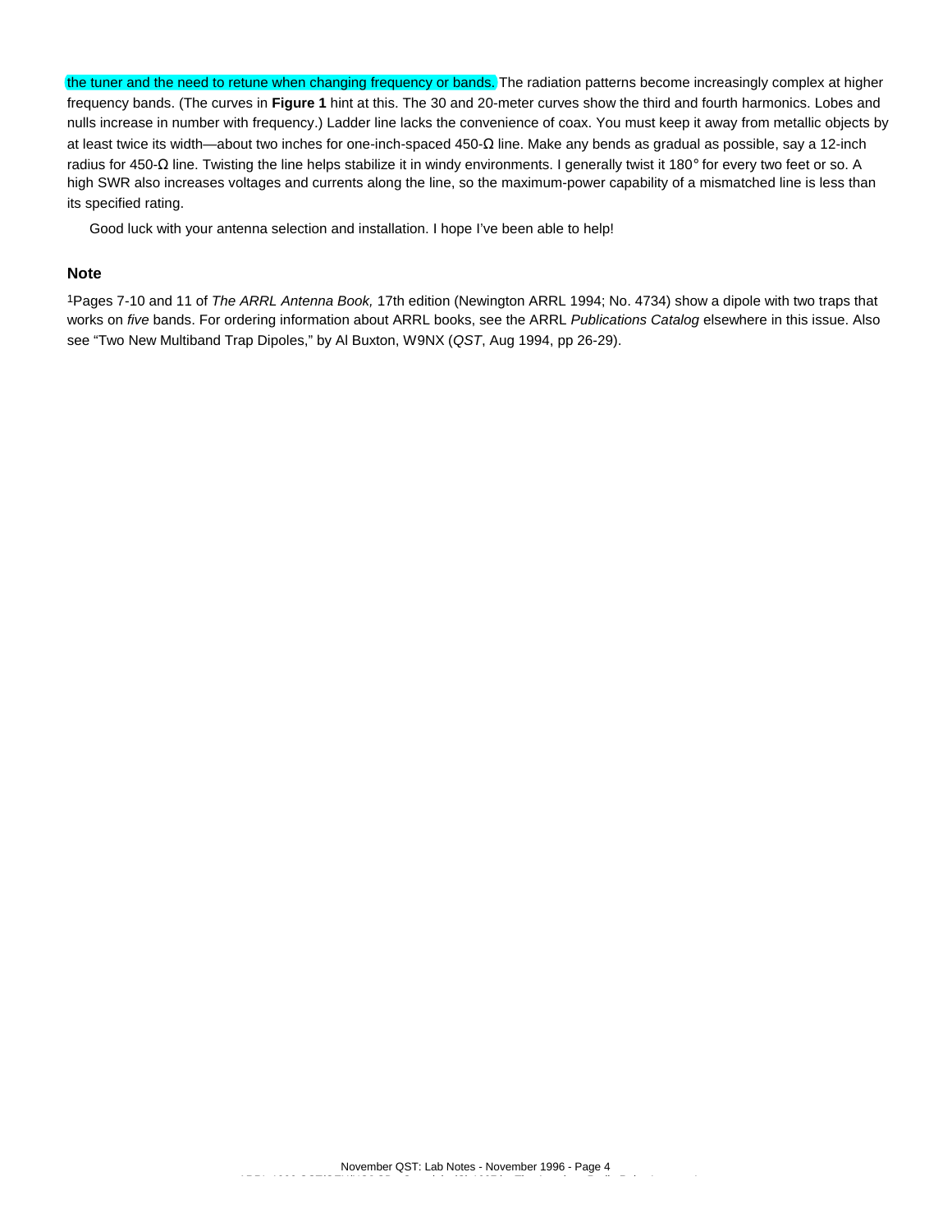the tuner and the need to retune when changing frequency or bands. The radiation patterns become increasingly complex at higher frequency bands. (The curves in **Figure 1** hint at this. The 30 and 20-meter curves show the third and fourth harmonics. Lobes and nulls increase in number with frequency.) Ladder line lacks the convenience of coax. You must keep it away from metallic objects by at least twice its width—about two inches for one-inch-spaced 450-Ω line. Make any bends as gradual as possible, say a 12-inch radius for 450-Ω line. Twisting the line helps stabilize it in windy environments. I generally twist it 180° for every two feet or so. A high SWR also increases voltages and currents along the line, so the maximum-power capability of a mismatched line is less than its specified rating.

Good luck with your antenna selection and installation. I hope I've been able to help!

### Note

[1]Pages 7-10 and 11 of *The ARRL Antenna Book,* 17th edition (Newington ARRL 1994; No. 4734) show a dipole with two traps that works on *five* bands. For ordering information about ARRL books, see the ARRL *Publications Catalog* elsewhere in this issue. Also see "Two New Multiband Trap Dipoles," by Al Buxton, W9NX (*QST*, Aug 1994, pp 26-29).